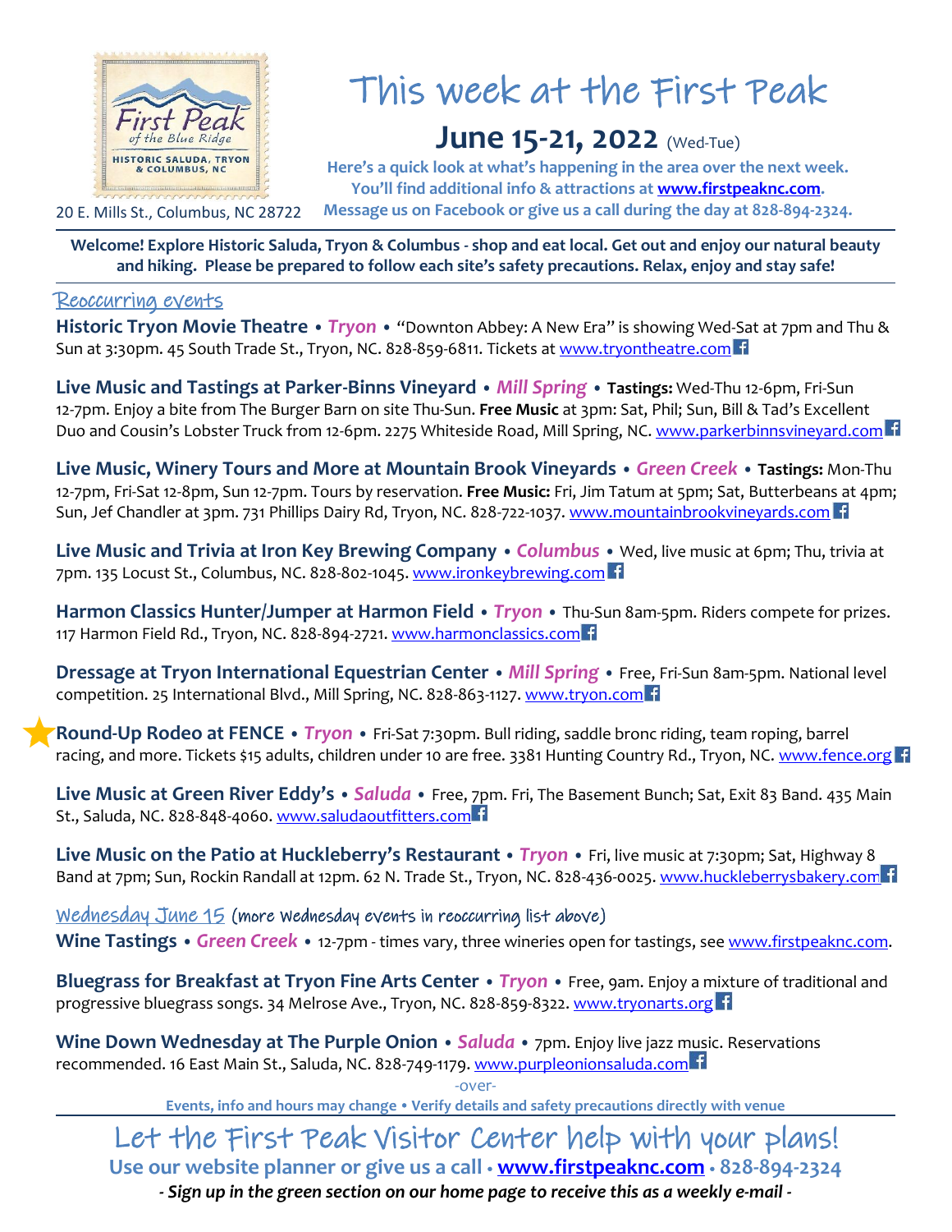20 E. Mills St., Columbus, NC 28722

# This week at the First Peak

## June 15-21, 2022 (Wed-Tue)

**Here's a quick look at what's happening in the area over the next week.**
**You'll find additional info & attractions at www.firstpeaknc.com.**
**Message us on Facebook or give us a call during the day at 828-894-2324.**

**Welcome! Explore Historic Saluda, Tryon & Columbus - shop and eat local. Get out and enjoy our natural beauty and hiking. Please be prepared to follow each site's safety precautions. Relax, enjoy and stay safe!**

## Reoccurring events

**Historic Tryon Movie Theatre • *Tryon*** • "Downton Abbey: A New Era" is showing Wed-Sat at 7pm and Thu & Sun at 3:30pm. 45 South Trade St., Tryon, NC. 828-859-6811. Tickets at www.tryontheatre.com

**Live Music and Tastings at Parker-Binns Vineyard • *Mill Spring*** • **Tastings:** Wed-Thu 12-6pm, Fri-Sun 12-7pm. Enjoy a bite from The Burger Barn on site Thu-Sun. **Free Music** at 3pm: Sat, Phil; Sun, Bill & Tad's Excellent Duo and Cousin's Lobster Truck from 12-6pm. 2275 Whiteside Road, Mill Spring, NC. www.parkerbinnsvineyard.com

**Live Music, Winery Tours and More at Mountain Brook Vineyards • *Green Creek*** • **Tastings:** Mon-Thu 12-7pm, Fri-Sat 12-8pm, Sun 12-7pm. Tours by reservation. **Free Music:** Fri, Jim Tatum at 5pm; Sat, Butterbeans at 4pm; Sun, Jef Chandler at 3pm. 731 Phillips Dairy Rd, Tryon, NC. 828-722-1037. www.mountainbrookvineyards.com

**Live Music and Trivia at Iron Key Brewing Company • *Columbus*** • Wed, live music at 6pm; Thu, trivia at 7pm. 135 Locust St., Columbus, NC. 828-802-1045. www.ironkeybrewing.com

**Harmon Classics Hunter/Jumper at Harmon Field • *Tryon*** • Thu-Sun 8am-5pm. Riders compete for prizes. 117 Harmon Field Rd., Tryon, NC. 828-894-2721. www.harmonclassics.com

**Dressage at Tryon International Equestrian Center • *Mill Spring*** • Free, Fri-Sun 8am-5pm. National level competition. 25 International Blvd., Mill Spring, NC. 828-863-1127. www.tryon.com

★ **Round-Up Rodeo at FENCE • *Tryon*** • Fri-Sat 7:30pm. Bull riding, saddle bronc riding, team roping, barrel racing, and more. Tickets $15 adults, children under 10 are free. 3381 Hunting Country Rd., Tryon, NC. www.fence.org

**Live Music at Green River Eddy's • *Saluda*** • Free, 7pm. Fri, The Basement Bunch; Sat, Exit 83 Band. 435 Main St., Saluda, NC. 828-848-4060. www.saludaoutfitters.com

**Live Music on the Patio at Huckleberry's Restaurant • *Tryon*** • Fri, live music at 7:30pm; Sat, Highway 8 Band at 7pm; Sun, Rockin Randall at 12pm. 62 N. Trade St., Tryon, NC. 828-436-0025. www.huckleberrysbakery.com

## Wednesday June 15 (more Wednesday events in reoccurring list above)

**Wine Tastings • *Green Creek*** • 12-7pm - times vary, three wineries open for tastings, see www.firstpeaknc.com.

**Bluegrass for Breakfast at Tryon Fine Arts Center • *Tryon*** • Free, 9am. Enjoy a mixture of traditional and progressive bluegrass songs. 34 Melrose Ave., Tryon, NC. 828-859-8322. www.tryonarts.org

**Wine Down Wednesday at The Purple Onion • *Saluda*** • 7pm. Enjoy live jazz music. Reservations recommended. 16 East Main St., Saluda, NC. 828-749-1179. www.purpleonionsaluda.com

-over-

**Events, info and hours may change • Verify details and safety precautions directly with venue**

## Let the First Peak Visitor Center help with your plans!

**Use our website planner or give us a call • www.firstpeaknc.com • 828-894-2324**

***- Sign up in the green section on our home page to receive this as a weekly e-mail -***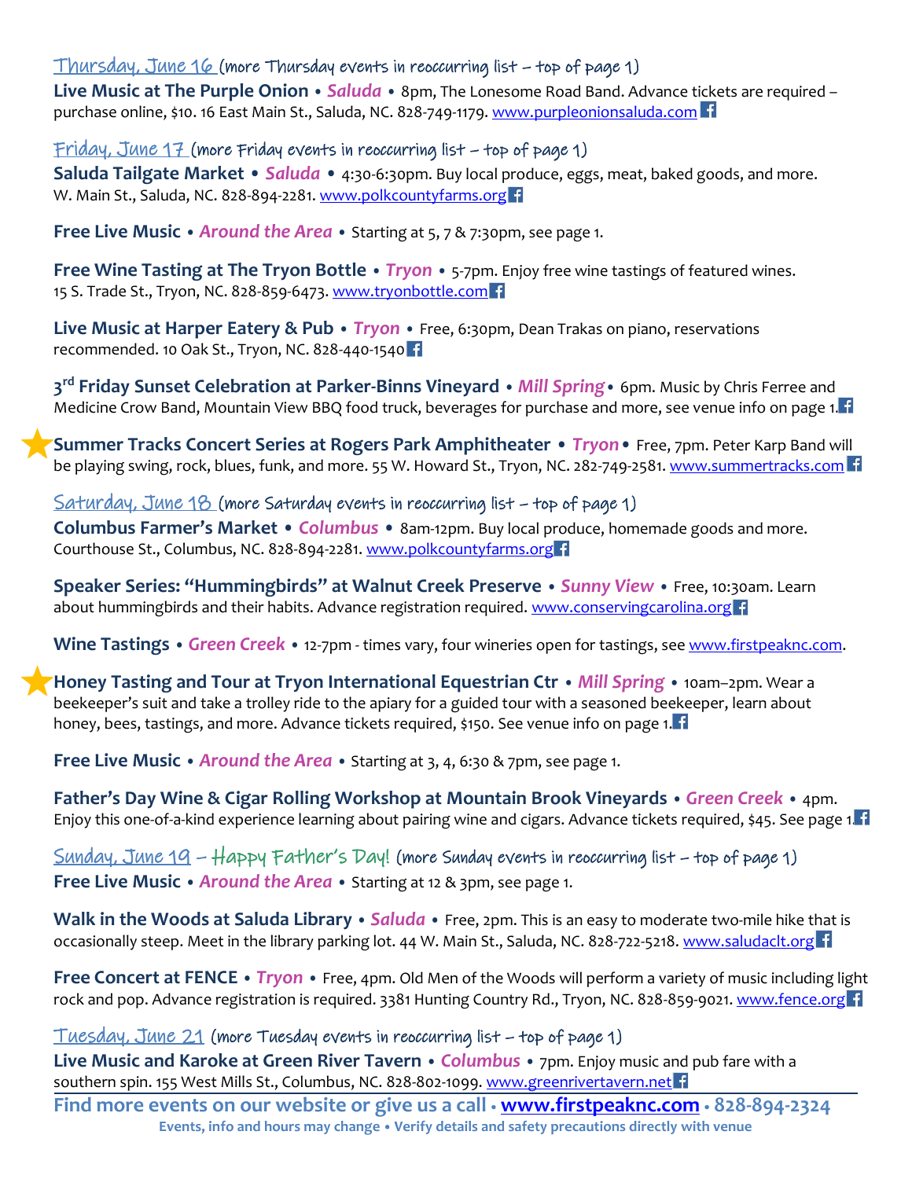## Thursday, June 16 (more Thursday events in reoccurring list – top of page 1)

**Live Music at The Purple Onion • *Saluda*** • 8pm, The Lonesome Road Band. Advance tickets are required – purchase online, $10. 16 East Main St., Saluda, NC. 828-749-1179. www.purpleonionsaluda.com

## Friday, June 17 (more Friday events in reoccurring list – top of page 1)

**Saluda Tailgate Market • *Saluda*** • 4:30-6:30pm. Buy local produce, eggs, meat, baked goods, and more. W. Main St., Saluda, NC. 828-894-2281. www.polkcountyfarms.org

**Free Live Music • *Around the Area*** • Starting at 5, 7 & 7:30pm, see page 1.

**Free Wine Tasting at The Tryon Bottle • *Tryon*** • 5-7pm. Enjoy free wine tastings of featured wines. 15 S. Trade St., Tryon, NC. 828-859-6473. www.tryonbottle.com

**Live Music at Harper Eatery & Pub • *Tryon*** • Free, 6:30pm, Dean Trakas on piano, reservations recommended. 10 Oak St., Tryon, NC. 828-440-1540

**3rd Friday Sunset Celebration at Parker-Binns Vineyard • *Mill Spring*** • 6pm. Music by Chris Ferree and Medicine Crow Band, Mountain View BBQ food truck, beverages for purchase and more, see venue info on page 1.

★ **Summer Tracks Concert Series at Rogers Park Amphitheater • *Tryon*** • Free, 7pm. Peter Karp Band will be playing swing, rock, blues, funk, and more. 55 W. Howard St., Tryon, NC. 282-749-2581. www.summertracks.com

## Saturday, June 18 (more Saturday events in reoccurring list – top of page 1)

**Columbus Farmer's Market • *Columbus*** • 8am-12pm. Buy local produce, homemade goods and more. Courthouse St., Columbus, NC. 828-894-2281. www.polkcountyfarms.org

**Speaker Series: "Hummingbirds" at Walnut Creek Preserve • *Sunny View*** • Free, 10:30am. Learn about hummingbirds and their habits. Advance registration required. www.conservingcarolina.org

**Wine Tastings • *Green Creek*** • 12-7pm - times vary, four wineries open for tastings, see www.firstpeaknc.com.

★ **Honey Tasting and Tour at Tryon International Equestrian Ctr • *Mill Spring*** • 10am–2pm. Wear a beekeeper's suit and take a trolley ride to the apiary for a guided tour with a seasoned beekeeper, learn about honey, bees, tastings, and more. Advance tickets required, $150. See venue info on page 1.

**Free Live Music • *Around the Area*** • Starting at 3, 4, 6:30 & 7pm, see page 1.

**Father's Day Wine & Cigar Rolling Workshop at Mountain Brook Vineyards • *Green Creek*** • 4pm. Enjoy this one-of-a-kind experience learning about pairing wine and cigars. Advance tickets required, $45. See page 1.

## Sunday, June 19 – Happy Father's Day! (more Sunday events in reoccurring list – top of page 1)

**Free Live Music • *Around the Area*** • Starting at 12 & 3pm, see page 1.

**Walk in the Woods at Saluda Library • *Saluda*** • Free, 2pm. This is an easy to moderate two-mile hike that is occasionally steep. Meet in the library parking lot. 44 W. Main St., Saluda, NC. 828-722-5218. www.saludaclt.org

**Free Concert at FENCE • *Tryon*** • Free, 4pm. Old Men of the Woods will perform a variety of music including light rock and pop. Advance registration is required. 3381 Hunting Country Rd., Tryon, NC. 828-859-9021. www.fence.org

## Tuesday, June 21 (more Tuesday events in reoccurring list – top of page 1)

**Live Music and Karoke at Green River Tavern • *Columbus*** • 7pm. Enjoy music and pub fare with a southern spin. 155 West Mills St., Columbus, NC. 828-802-1099. www.greenrivertavern.net

---

**Find more events on our website or give us a call • www.firstpeaknc.com • 828-894-2324**

**Events, info and hours may change • Verify details and safety precautions directly with venue**